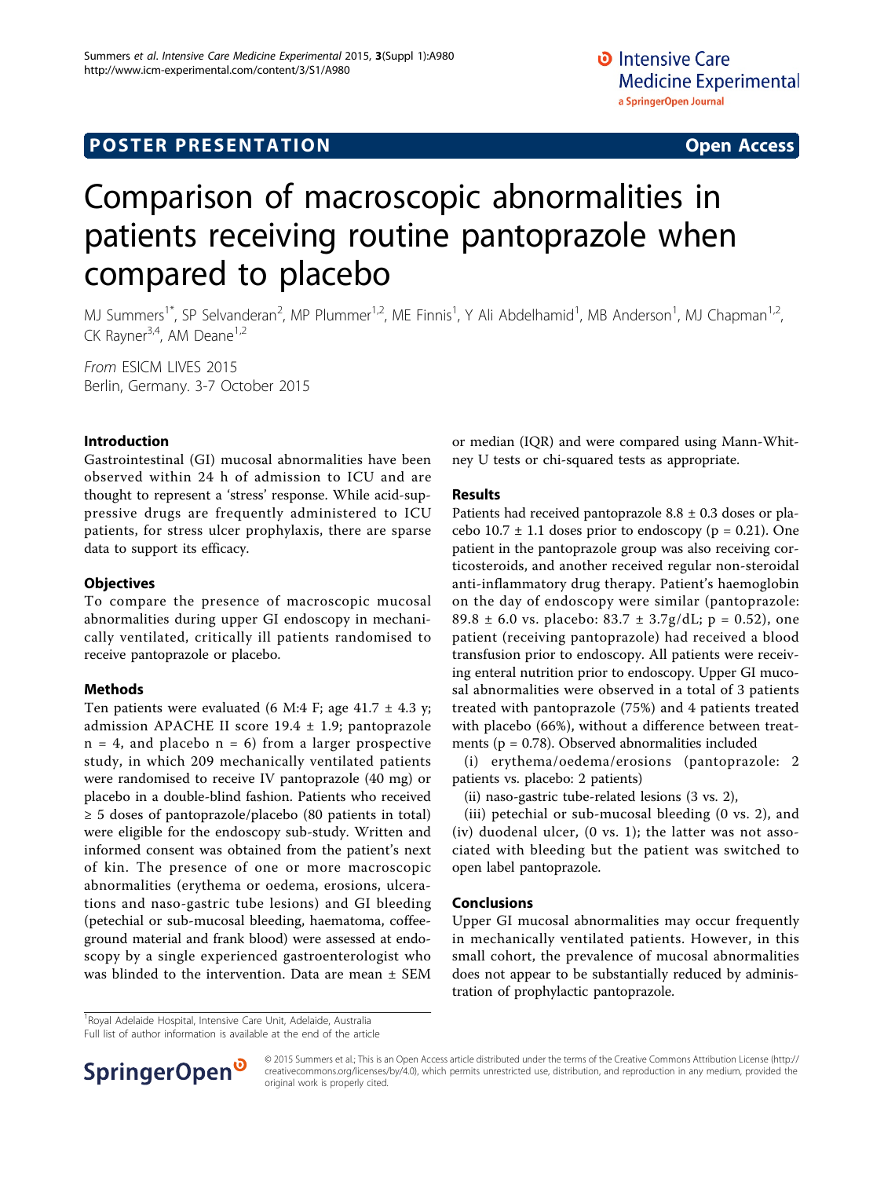**POSTER PRESENTATION** **Open Access**

# Comparison of macroscopic abnormalities in patients receiving routine pantoprazole when compared to placebo

MJ Summers[1*], SP Selvanderan[2], MP Plummer[1,2], ME Finnis[1], Y Ali Abdelhamid[1], MB Anderson[1], MJ Chapman[1,2], CK Rayner[3,4], AM Deane[1,2]

*From* ESICM LIVES 2015
Berlin, Germany. 3-7 October 2015

## Introduction

Gastrointestinal (GI) mucosal abnormalities have been observed within 24 h of admission to ICU and are thought to represent a 'stress' response. While acid-suppressive drugs are frequently administered to ICU patients, for stress ulcer prophylaxis, there are sparse data to support its efficacy.

## Objectives

To compare the presence of macroscopic mucosal abnormalities during upper GI endoscopy in mechanically ventilated, critically ill patients randomised to receive pantoprazole or placebo.

## Methods

Ten patients were evaluated (6 M:4 F; age 41.7 ± 4.3 y; admission APACHE II score 19.4 ± 1.9; pantoprazole n = 4, and placebo n = 6) from a larger prospective study, in which 209 mechanically ventilated patients were randomised to receive IV pantoprazole (40 mg) or placebo in a double-blind fashion. Patients who received ≥ 5 doses of pantoprazole/placebo (80 patients in total) were eligible for the endoscopy sub-study. Written and informed consent was obtained from the patient's next of kin. The presence of one or more macroscopic abnormalities (erythema or oedema, erosions, ulcerations and naso-gastric tube lesions) and GI bleeding (petechial or sub-mucosal bleeding, haematoma, coffee-ground material and frank blood) were assessed at endoscopy by a single experienced gastroenterologist who was blinded to the intervention. Data are mean ± SEM or median (IQR) and were compared using Mann-Whitney U tests or chi-squared tests as appropriate.

## Results

Patients had received pantoprazole 8.8 ± 0.3 doses or placebo 10.7 ± 1.1 doses prior to endoscopy ($p = 0.21$). One patient in the pantoprazole group was also receiving corticosteroids, and another received regular non-steroidal anti-inflammatory drug therapy. Patient's haemoglobin on the day of endoscopy were similar (pantoprazole: 89.8 ± 6.0 vs. placebo: 83.7 ± 3.7g/dL; $p = 0.52$), one patient (receiving pantoprazole) had received a blood transfusion prior to endoscopy. All patients were receiving enteral nutrition prior to endoscopy. Upper GI mucosal abnormalities were observed in a total of 3 patients treated with pantoprazole (75%) and 4 patients treated with placebo (66%), without a difference between treatments ($p = 0.78$). Observed abnormalities included

(i) erythema/oedema/erosions (pantoprazole: 2 patients vs. placebo: 2 patients)

(ii) naso-gastric tube-related lesions (3 vs. 2),

(iii) petechial or sub-mucosal bleeding (0 vs. 2), and

(iv) duodenal ulcer, (0 vs. 1); the latter was not associated with bleeding but the patient was switched to open label pantoprazole.

## Conclusions

Upper GI mucosal abnormalities may occur frequently in mechanically ventilated patients. However, in this small cohort, the prevalence of mucosal abnormalities does not appear to be substantially reduced by administration of prophylactic pantoprazole.

[1]Royal Adelaide Hospital, Intensive Care Unit, Adelaide, Australia
Full list of author information is available at the end of the article

© 2015 Summers et al.; This is an Open Access article distributed under the terms of the Creative Commons Attribution License (http://creativecommons.org/licenses/by/4.0), which permits unrestricted use, distribution, and reproduction in any medium, provided the original work is properly cited.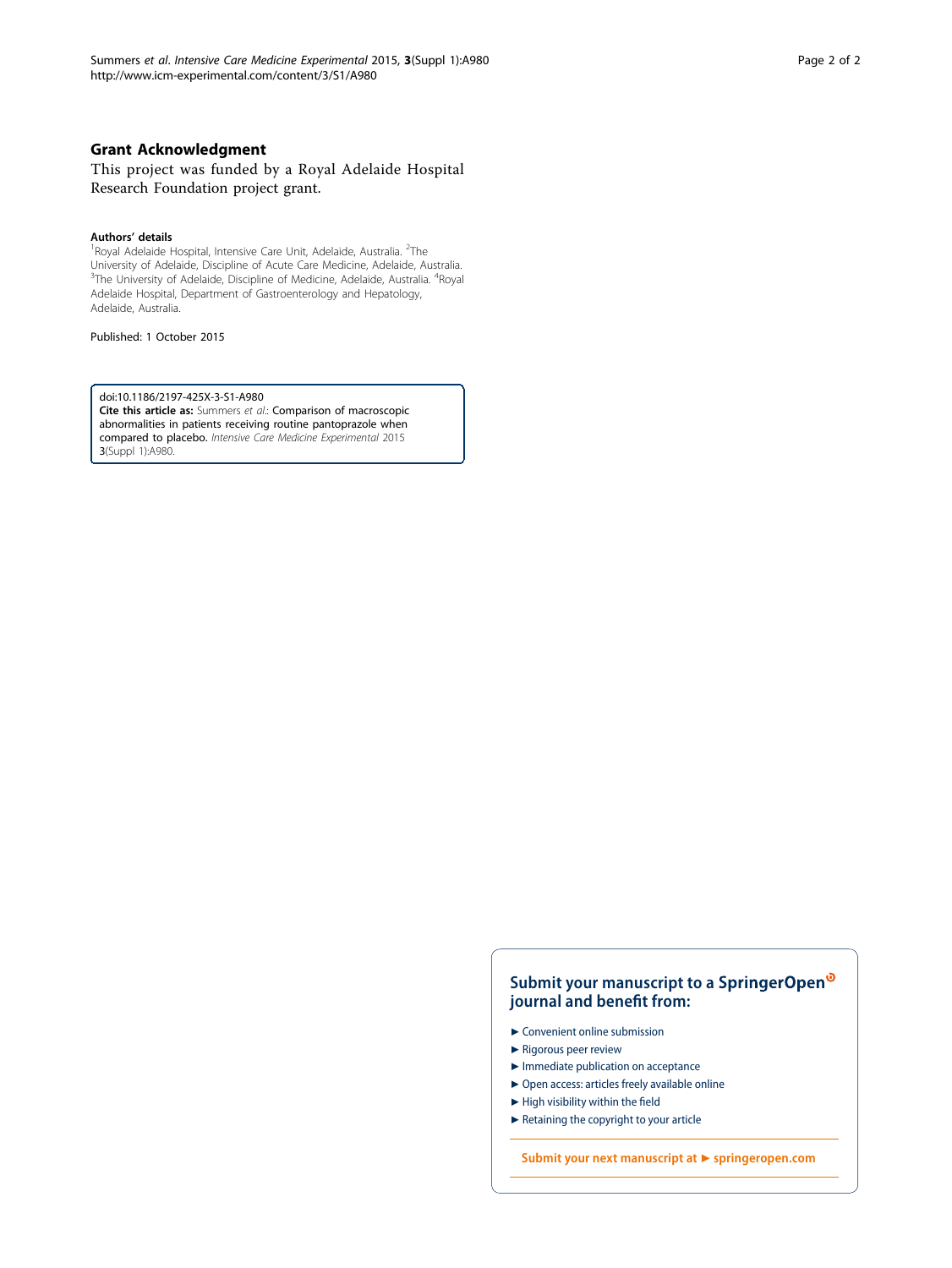## Grant Acknowledgment

This project was funded by a Royal Adelaide Hospital Research Foundation project grant.

### Authors' details

[1]Royal Adelaide Hospital, Intensive Care Unit, Adelaide, Australia. [2]The University of Adelaide, Discipline of Acute Care Medicine, Adelaide, Australia. [3]The University of Adelaide, Discipline of Medicine, Adelaide, Australia. [4]Royal Adelaide Hospital, Department of Gastroenterology and Hepatology, Adelaide, Australia.

Published: 1 October 2015

doi:10.1186/2197-425X-3-S1-A980

**Cite this article as:** Summers *et al.*: Comparison of macroscopic abnormalities in patients receiving routine pantoprazole when compared to placebo. *Intensive Care Medicine Experimental* 2015 **3**(Suppl 1):A980.

**Submit your manuscript to a SpringerOpen journal and benefit from:**

- ► Convenient online submission
- ► Rigorous peer review
- ► Immediate publication on acceptance
- ► Open access: articles freely available online
- ► High visibility within the field
- ► Retaining the copyright to your article

**Submit your next manuscript at ► springeropen.com**